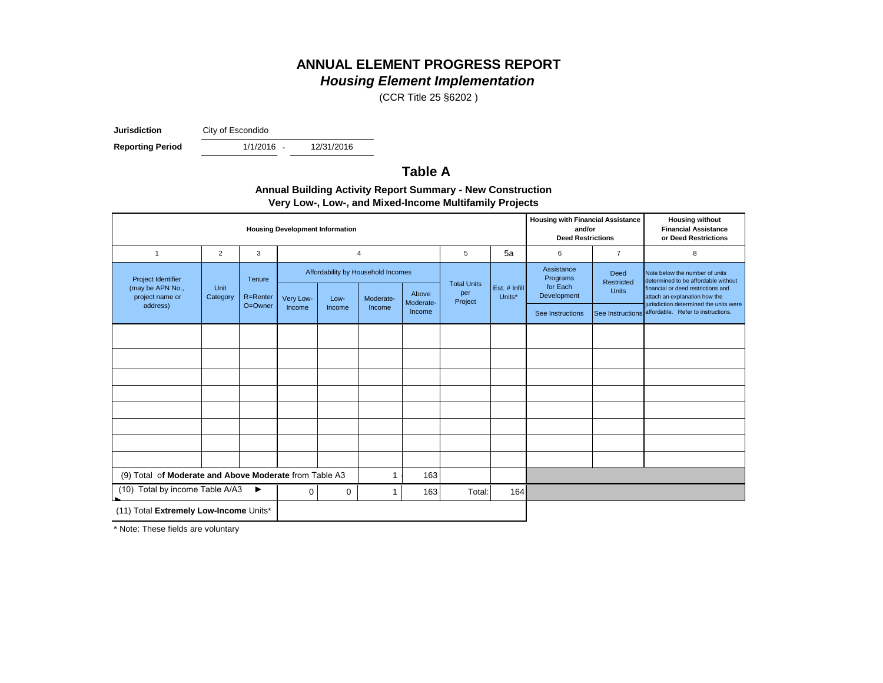# ANNUAL ELEMENT PROGRESS REPORT
## *Housing Element Implementation*

(CCR Title 25 §6202 )

**Jurisdiction** City of Escondido

**Reporting Period** 1/1/2016 - 12/31/2016

## Table A

**Annual Building Activity Report Summary - New Construction**
**Very Low-, Low-, and Mixed-Income Multifamily Projects**

| Housing Development Information | | | | | | | | | Housing with Financial Assistance and/or Deed Restrictions | | Housing without Financial Assistance or Deed Restrictions |
|---|---|---|---|---|---|---|---|---|---|---|---|
| 1 | 2 | 3 | 4 | | | | 5 | 5a | 6 | 7 | 8 |
| Project Identifier (may be APN No., project name or address) | Unit Category | Tenure R=Renter O=Owner | Affordability by Household Incomes: Very Low-Income | Low-Income | Moderate-Income | Above Moderate-Income | Total Units per Project | Est. # Infill Units* | Assistance Programs for Each Development See Instructions | Deed Restricted Units See Instructions | Note below the number of units determined to be affordable without financial or deed restrictions and attach an explanation how the jurisdiction determined the units were affordable. Refer to instructions. |
| | | | | | | | | | | | |
| | | | | | | | | | | | |
| | | | | | | | | | | | |
| | | | | | | | | | | | |
| | | | | | | | | | | | |
| | | | | | | | | | | | |
| | | | | | | | | | | | |
| | | | | | | | | | | | |
| (9) Total of **Moderate and Above Moderate** from Table A3 | | | | | 1 | 163 | | | | | |
| (10) Total by income Table A/A3 ► | | | 0 | 0 | 1 | 163 | Total: | 164 | | | |
| (11) Total **Extremely Low-Income** Units* | | | | | | | | | | | |

\* Note: These fields are voluntary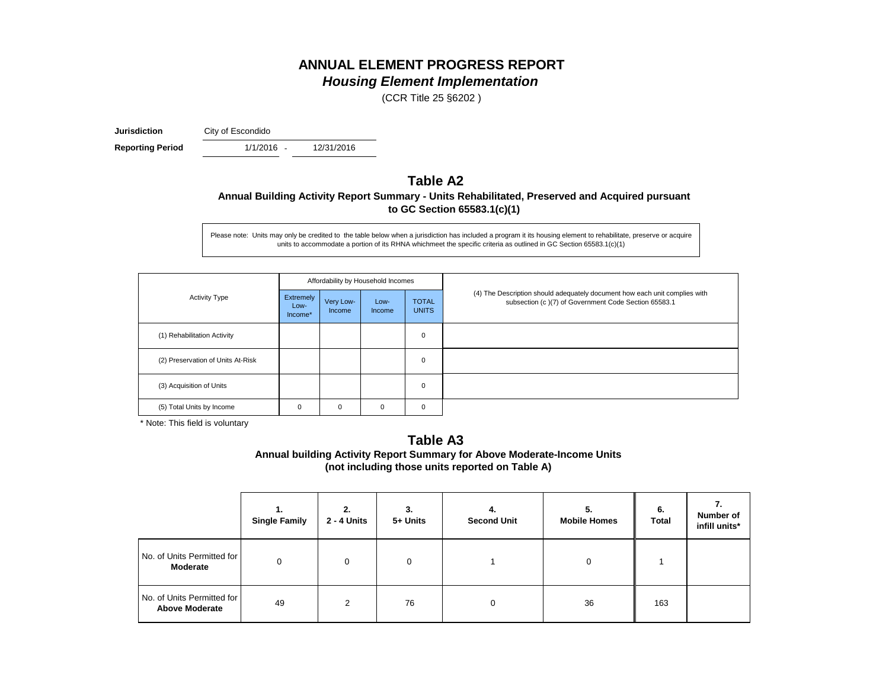# ANNUAL ELEMENT PROGRESS REPORT

## *Housing Element Implementation*

(CCR Title 25 §6202 )

**Jurisdiction** City of Escondido

**Reporting Period** 1/1/2016 - 12/31/2016

## Table A2

### Annual Building Activity Report Summary - Units Rehabilitated, Preserved and Acquired pursuant to GC Section 65583.1(c)(1)

Please note: Units may only be credited to the table below when a jurisdiction has included a program it its housing element to rehabilitate, preserve or acquire units to accommodate a portion of its RHNA whichmeet the specific criteria as outlined in GC Section 65583.1(c)(1)

| Activity Type | Affordability by Household Incomes | | | | (4) The Description should adequately document how each unit complies with subsection (c )(7) of Government Code Section 65583.1 |
|---|---|---|---|---|---|
| | Extremely Low-Income* | Very Low-Income | Low-Income | TOTAL UNITS | |
| (1) Rehabilitation Activity | | | | 0 | |
| (2) Preservation of Units At-Risk | | | | 0 | |
| (3) Acquisition of Units | | | | 0 | |
| (5) Total Units by Income | 0 | 0 | 0 | 0 | |

\* Note: This field is voluntary

## Table A3

### Annual building Activity Report Summary for Above Moderate-Income Units (not including those units reported on Table A)

| | 1. Single Family | 2. 2 - 4 Units | 3. 5+ Units | 4. Second Unit | 5. Mobile Homes | 6. Total | 7. Number of infill units* |
|---|---|---|---|---|---|---|---|
| No. of Units Permitted for **Moderate** | 0 | 0 | 0 | 1 | 0 | 1 | |
| No. of Units Permitted for **Above Moderate** | 49 | 2 | 76 | 0 | 36 | 163 | |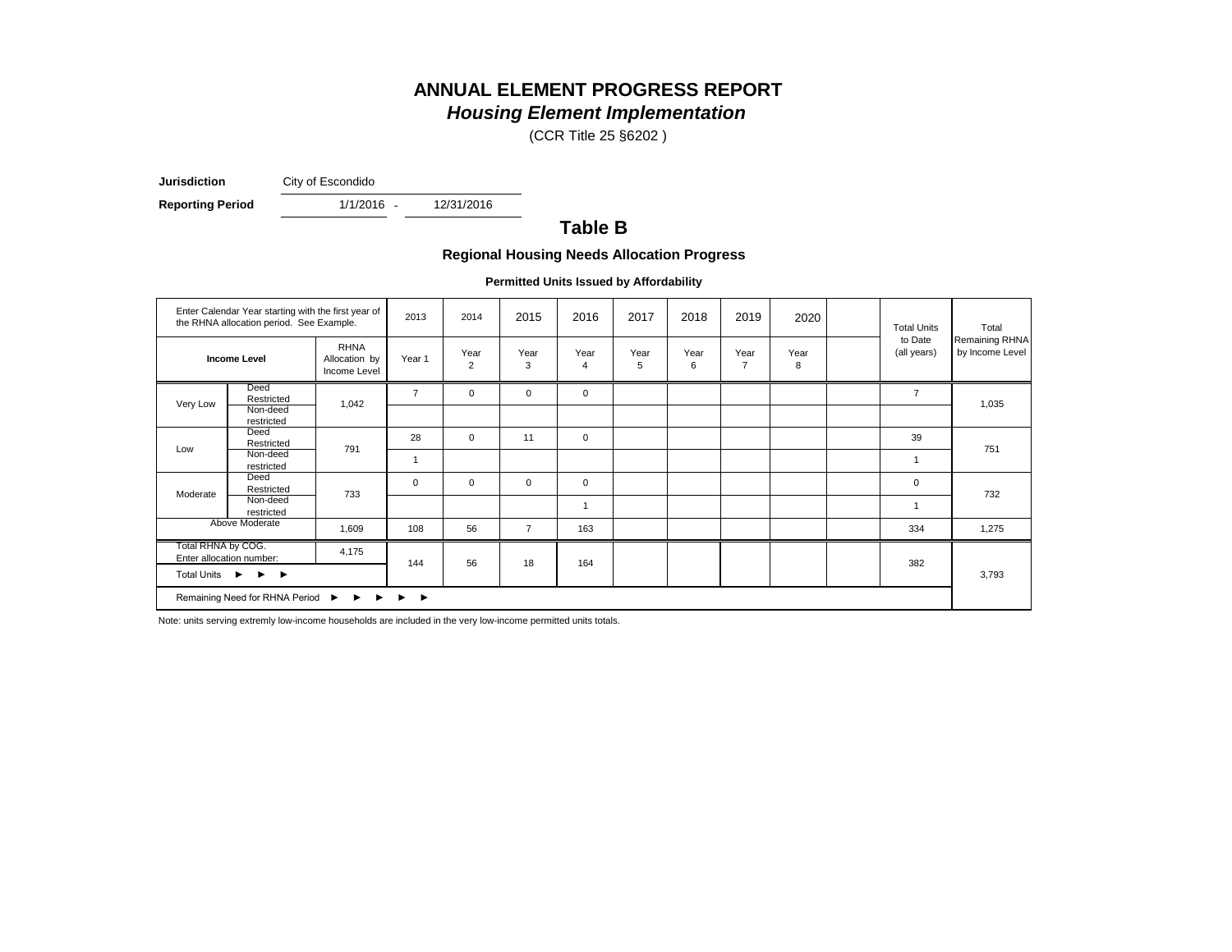# ANNUAL ELEMENT PROGRESS REPORT

## *Housing Element Implementation*

(CCR Title 25 §6202 )

**Jurisdiction** City of Escondido

**Reporting Period** 1/1/2016 - 12/31/2016

## Table B

### Regional Housing Needs Allocation Progress

#### Permitted Units Issued by Affordability

| Enter Calendar Year starting with the first year of the RHNA allocation period. See Example. | | | 2013 | 2014 | 2015 | 2016 | 2017 | 2018 | 2019 | 2020 | | Total Units to Date (all years) | Total Remaining RHNA by Income Level |
|---|---|---|---|---|---|---|---|---|---|---|---|---|---|
| **Income Level** | | RHNA Allocation by Income Level | Year 1 | Year 2 | Year 3 | Year 4 | Year 5 | Year 6 | Year 7 | Year 8 | | | |
| Very Low | Deed Restricted | 1,042 | 7 | 0 | 0 | 0 | | | | | | 7 | 1,035 |
| | Non-deed restricted | | | | | | | | | | | | |
| Low | Deed Restricted | 791 | 28 | 0 | 11 | 0 | | | | | | 39 | 751 |
| | Non-deed restricted | | 1 | | | | | | | | | 1 | |
| Moderate | Deed Restricted | 733 | 0 | 0 | 0 | 0 | | | | | | 0 | 732 |
| | Non-deed restricted | | | | | 1 | | | | | | 1 | |
| Above Moderate | | 1,609 | 108 | 56 | 7 | 163 | | | | | | 334 | 1,275 |
| Total RHNA by COG. Enter allocation number: | | 4,175 | 144 | 56 | 18 | 164 | | | | | | 382 | 3,793 |
| Total Units ► ► ► | | | | | | | | | | | | | |
| Remaining Need for RHNA Period ► ► ► ► ► | | | | | | | | | | | | | |

Note: units serving extremly low-income households are included in the very low-income permitted units totals.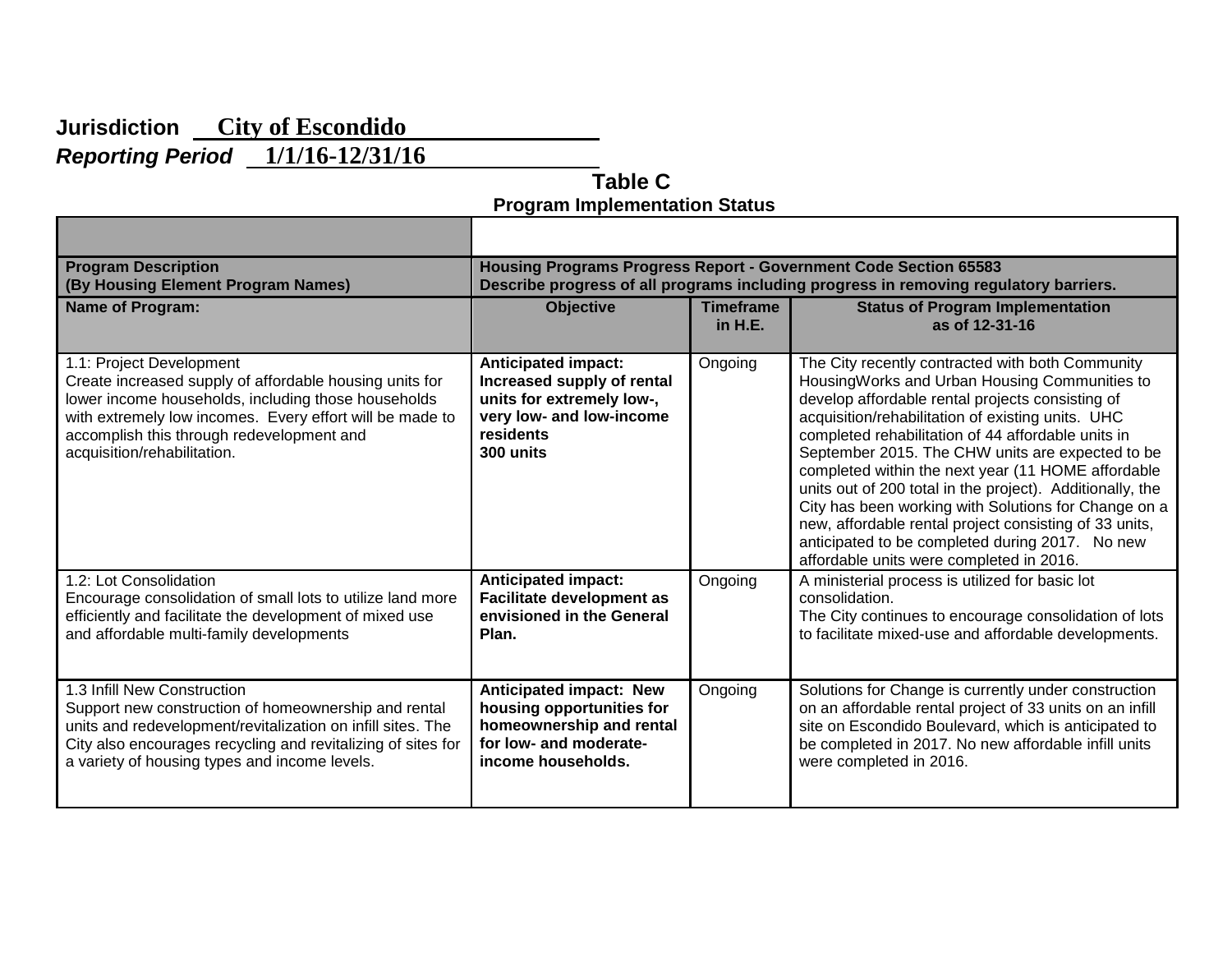**Jurisdiction** City of Escondido

***Reporting Period*** 1/1/16-12/31/16

## Table C

### Program Implementation Status

| **Program Description (By Housing Element Program Names)** | **Housing Programs Progress Report - Government Code Section 65583 Describe progress of all programs including progress in removing regulatory barriers.** | | |
|---|---|---|---|
| **Name of Program:** | **Objective** | **Timeframe in H.E.** | **Status of Program Implementation as of 12-31-16** |
| 1.1: Project Development<br>Create increased supply of affordable housing units for lower income households, including those households with extremely low incomes. Every effort will be made to accomplish this through redevelopment and acquisition/rehabilitation. | **Anticipated impact: Increased supply of rental units for extremely low-, very low- and low-income residents<br>300 units** | Ongoing | The City recently contracted with both Community HousingWorks and Urban Housing Communities to develop affordable rental projects consisting of acquisition/rehabilitation of existing units. UHC completed rehabilitation of 44 affordable units in September 2015. The CHW units are expected to be completed within the next year (11 HOME affordable units out of 200 total in the project). Additionally, the City has been working with Solutions for Change on a new, affordable rental project consisting of 33 units, anticipated to be completed during 2017. No new affordable units were completed in 2016. |
| 1.2: Lot Consolidation<br>Encourage consolidation of small lots to utilize land more efficiently and facilitate the development of mixed use and affordable multi-family developments | **Anticipated impact: Facilitate development as envisioned in the General Plan.** | Ongoing | A ministerial process is utilized for basic lot consolidation.<br>The City continues to encourage consolidation of lots to facilitate mixed-use and affordable developments. |
| 1.3 Infill New Construction<br>Support new construction of homeownership and rental units and redevelopment/revitalization on infill sites. The City also encourages recycling and revitalizing of sites for a variety of housing types and income levels. | **Anticipated impact: New housing opportunities for homeownership and rental for low- and moderate-income households.** | Ongoing | Solutions for Change is currently under construction on an affordable rental project of 33 units on an infill site on Escondido Boulevard, which is anticipated to be completed in 2017. No new affordable infill units were completed in 2016. |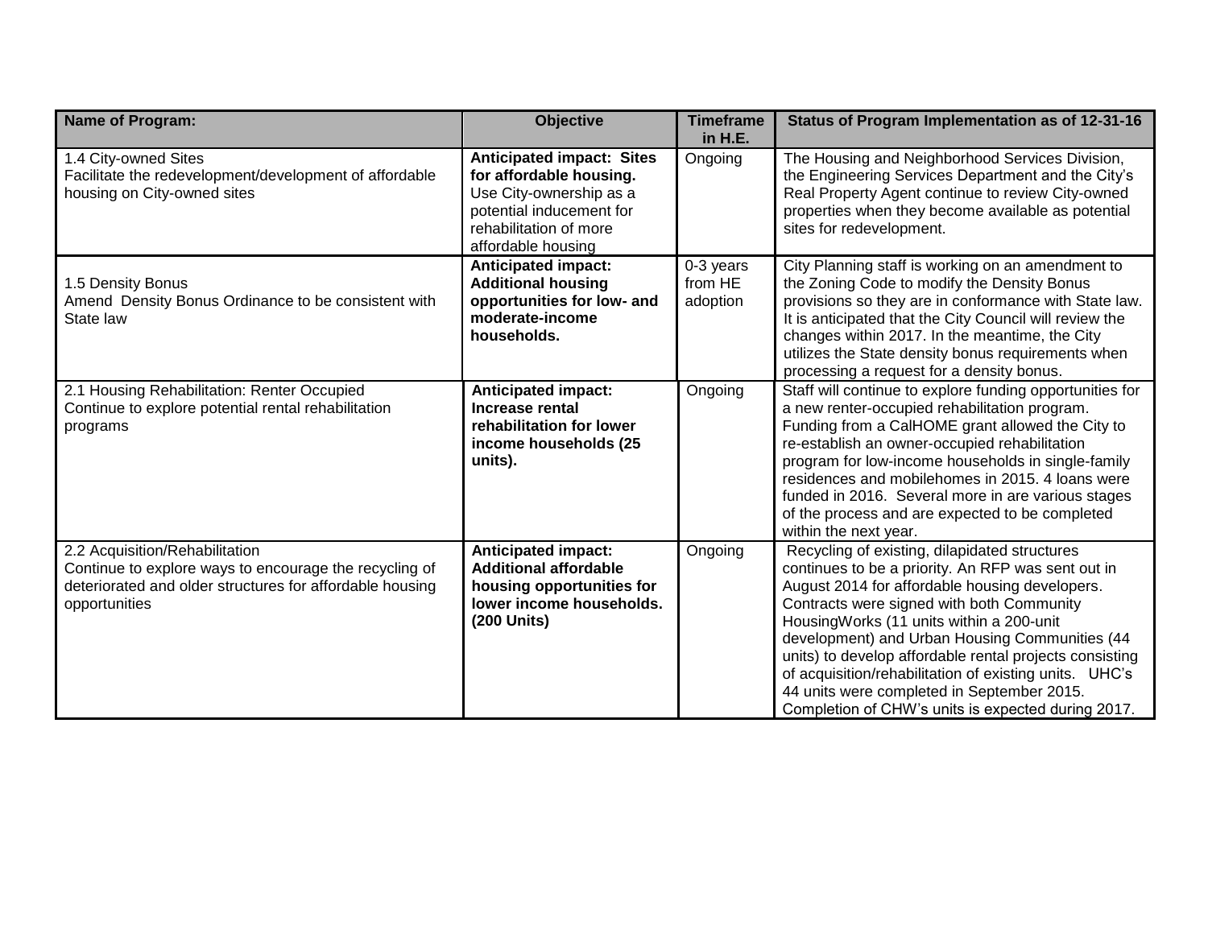| Name of Program: | Objective | Timeframe in H.E. | Status of Program Implementation as of 12-31-16 |
|---|---|---|---|
| 1.4 City-owned Sites<br>Facilitate the redevelopment/development of affordable housing on City-owned sites | **Anticipated impact: Sites for affordable housing.** Use City-ownership as a potential inducement for rehabilitation of more affordable housing | Ongoing | The Housing and Neighborhood Services Division, the Engineering Services Department and the City's Real Property Agent continue to review City-owned properties when they become available as potential sites for redevelopment. |
| 1.5 Density Bonus<br>Amend Density Bonus Ordinance to be consistent with State law | **Anticipated impact: Additional housing opportunities for low- and moderate-income households.** | 0-3 years from HE adoption | City Planning staff is working on an amendment to the Zoning Code to modify the Density Bonus provisions so they are in conformance with State law. It is anticipated that the City Council will review the changes within 2017. In the meantime, the City utilizes the State density bonus requirements when processing a request for a density bonus. |
| 2.1 Housing Rehabilitation: Renter Occupied<br>Continue to explore potential rental rehabilitation programs | **Anticipated impact: Increase rental rehabilitation for lower income households (25 units).** | Ongoing | Staff will continue to explore funding opportunities for a new renter-occupied rehabilitation program. Funding from a CalHOME grant allowed the City to re-establish an owner-occupied rehabilitation program for low-income households in single-family residences and mobilehomes in 2015. 4 loans were funded in 2016. Several more in are various stages of the process and are expected to be completed within the next year. |
| 2.2 Acquisition/Rehabilitation<br>Continue to explore ways to encourage the recycling of deteriorated and older structures for affordable housing opportunities | **Anticipated impact: Additional affordable housing opportunities for lower income households. (200 Units)** | Ongoing | Recycling of existing, dilapidated structures continues to be a priority. An RFP was sent out in August 2014 for affordable housing developers. Contracts were signed with both Community HousingWorks (11 units within a 200-unit development) and Urban Housing Communities (44 units) to develop affordable rental projects consisting of acquisition/rehabilitation of existing units. UHC's 44 units were completed in September 2015. Completion of CHW's units is expected during 2017. |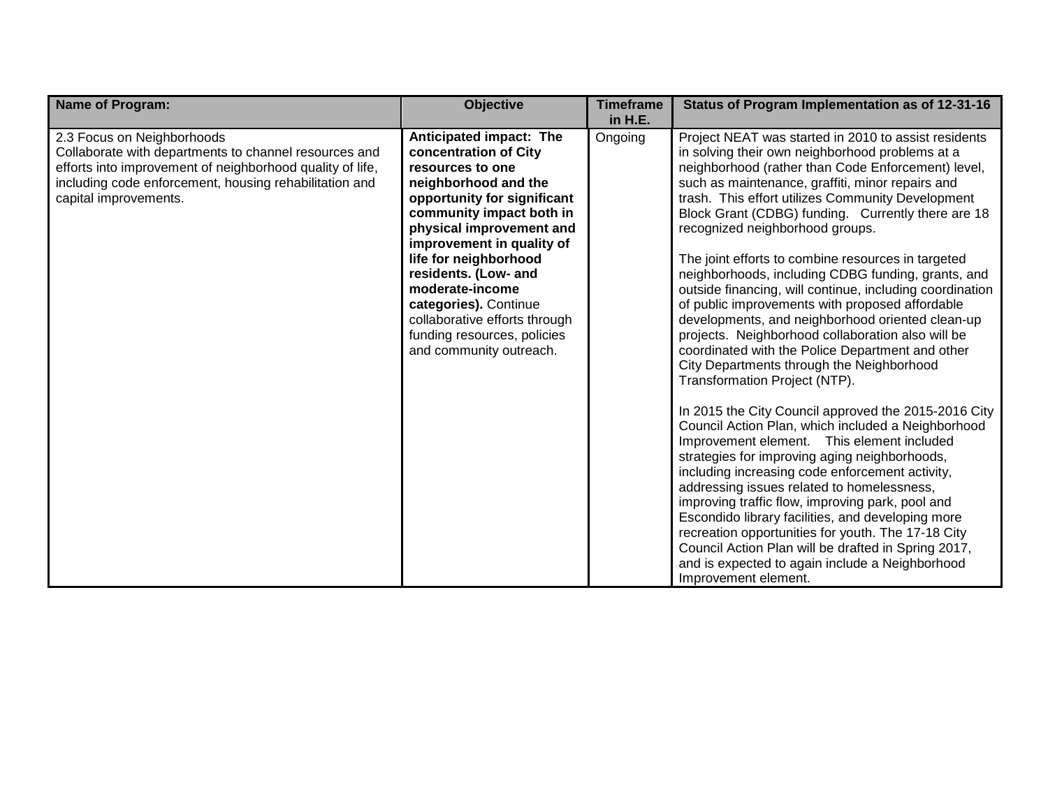| Name of Program: | Objective | Timeframe in H.E. | Status of Program Implementation as of 12-31-16 |
|---|---|---|---|
| 2.3 Focus on Neighborhoods<br>Collaborate with departments to channel resources and efforts into improvement of neighborhood quality of life, including code enforcement, housing rehabilitation and capital improvements. | **Anticipated impact: The concentration of City resources to one neighborhood and the opportunity for significant community impact both in physical improvement and improvement in quality of life for neighborhood residents. (Low- and moderate-income categories).** Continue collaborative efforts through funding resources, policies and community outreach. | Ongoing | Project NEAT was started in 2010 to assist residents in solving their own neighborhood problems at a neighborhood (rather than Code Enforcement) level, such as maintenance, graffiti, minor repairs and trash. This effort utilizes Community Development Block Grant (CDBG) funding. Currently there are 18 recognized neighborhood groups.<br><br>The joint efforts to combine resources in targeted neighborhoods, including CDBG funding, grants, and outside financing, will continue, including coordination of public improvements with proposed affordable developments, and neighborhood oriented clean-up projects. Neighborhood collaboration also will be coordinated with the Police Department and other City Departments through the Neighborhood Transformation Project (NTP).<br><br>In 2015 the City Council approved the 2015-2016 City Council Action Plan, which included a Neighborhood Improvement element. This element included strategies for improving aging neighborhoods, including increasing code enforcement activity, addressing issues related to homelessness, improving traffic flow, improving park, pool and Escondido library facilities, and developing more recreation opportunities for youth. The 17-18 City Council Action Plan will be drafted in Spring 2017, and is expected to again include a Neighborhood Improvement element. |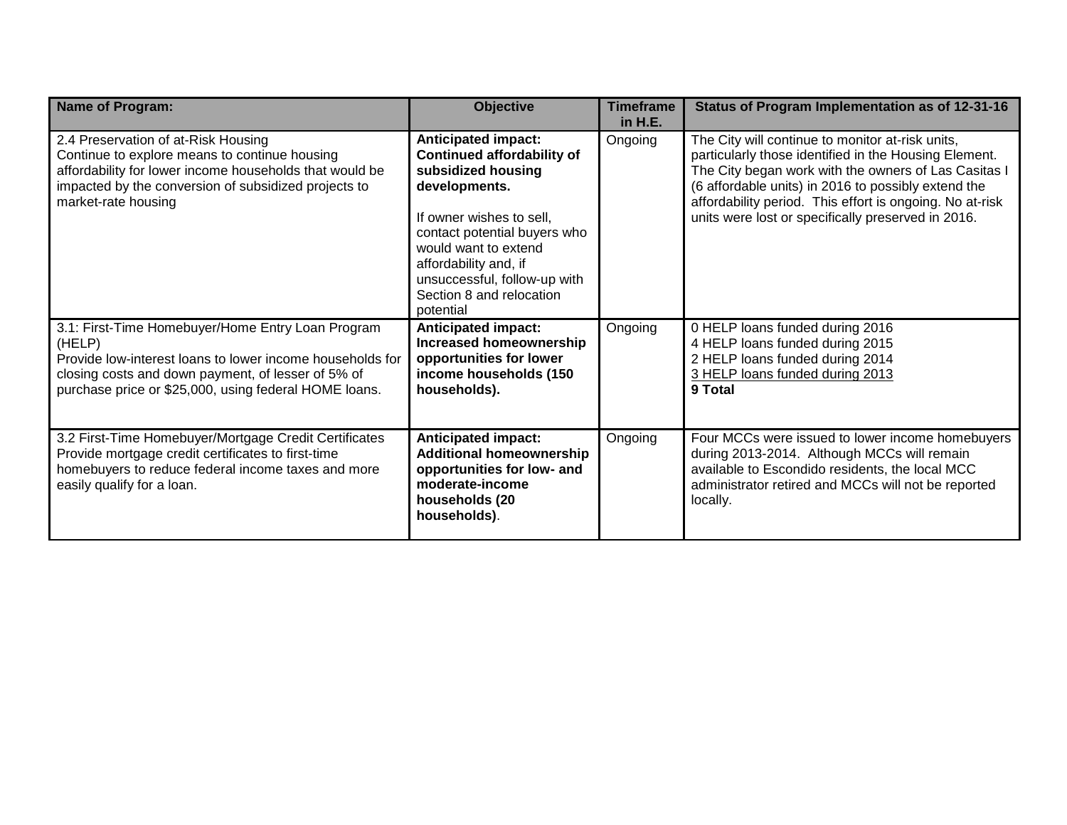| Name of Program: | Objective | Timeframe in H.E. | Status of Program Implementation as of 12-31-16 |
|---|---|---|---|
| 2.4 Preservation of at-Risk Housing<br>Continue to explore means to continue housing affordability for lower income households that would be impacted by the conversion of subsidized projects to market-rate housing | **Anticipated impact: Continued affordability of subsidized housing developments.**<br><br>If owner wishes to sell, contact potential buyers who would want to extend affordability and, if unsuccessful, follow-up with Section 8 and relocation potential | Ongoing | The City will continue to monitor at-risk units, particularly those identified in the Housing Element. The City began work with the owners of Las Casitas I (6 affordable units) in 2016 to possibly extend the affordability period. This effort is ongoing. No at-risk units were lost or specifically preserved in 2016. |
| 3.1: First-Time Homebuyer/Home Entry Loan Program (HELP)<br>Provide low-interest loans to lower income households for closing costs and down payment, of lesser of 5% of purchase price or $25,000, using federal HOME loans. | **Anticipated impact: Increased homeownership opportunities for lower income households (150 households).** | Ongoing | 0 HELP loans funded during 2016<br>4 HELP loans funded during 2015<br>2 HELP loans funded during 2014<br>3 HELP loans funded during 2013<br>**9 Total** |
| 3.2 First-Time Homebuyer/Mortgage Credit Certificates<br>Provide mortgage credit certificates to first-time homebuyers to reduce federal income taxes and more easily qualify for a loan. | **Anticipated impact: Additional homeownership opportunities for low- and moderate-income households (20 households)**. | Ongoing | Four MCCs were issued to lower income homebuyers during 2013-2014. Although MCCs will remain available to Escondido residents, the local MCC administrator retired and MCCs will not be reported locally. |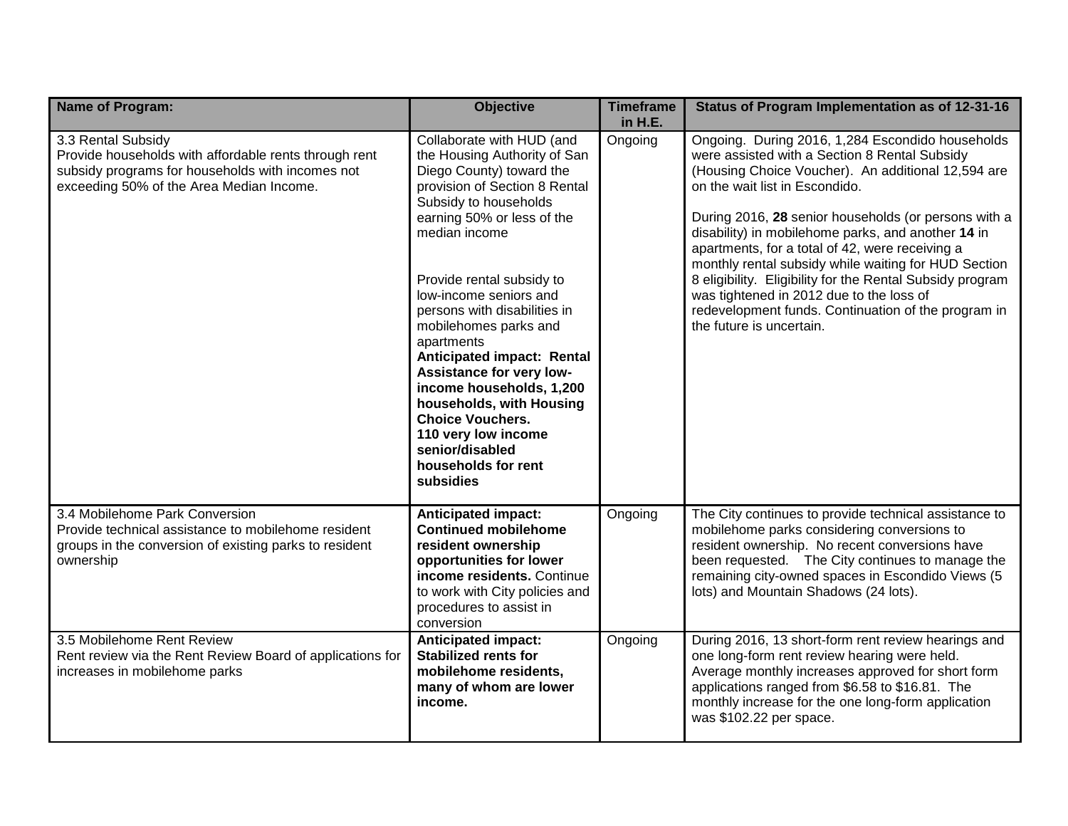| Name of Program: | Objective | Timeframe in H.E. | Status of Program Implementation as of 12-31-16 |
|---|---|---|---|
| 3.3 Rental Subsidy<br>Provide households with affordable rents through rent subsidy programs for households with incomes not exceeding 50% of the Area Median Income. | Collaborate with HUD (and the Housing Authority of San Diego County) toward the provision of Section 8 Rental Subsidy to households earning 50% or less of the median income<br><br>Provide rental subsidy to low-income seniors and persons with disabilities in mobilehomes parks and apartments<br>**Anticipated impact: Rental Assistance for very low-income households, 1,200 households, with Housing Choice Vouchers.**<br>**110 very low income senior/disabled households for rent subsidies** | Ongoing | Ongoing. During 2016, 1,284 Escondido households were assisted with a Section 8 Rental Subsidy (Housing Choice Voucher). An additional 12,594 are on the wait list in Escondido.<br><br>During 2016, **28** senior households (or persons with a disability) in mobilehome parks, and another **14** in apartments, for a total of 42, were receiving a monthly rental subsidy while waiting for HUD Section 8 eligibility. Eligibility for the Rental Subsidy program was tightened in 2012 due to the loss of redevelopment funds. Continuation of the program in the future is uncertain. |
| 3.4 Mobilehome Park Conversion<br>Provide technical assistance to mobilehome resident groups in the conversion of existing parks to resident ownership | **Anticipated impact: Continued mobilehome resident ownership opportunities for lower income residents.** Continue to work with City policies and procedures to assist in conversion | Ongoing | The City continues to provide technical assistance to mobilehome parks considering conversions to resident ownership. No recent conversions have been requested. The City continues to manage the remaining city-owned spaces in Escondido Views (5 lots) and Mountain Shadows (24 lots). |
| 3.5 Mobilehome Rent Review<br>Rent review via the Rent Review Board of applications for increases in mobilehome parks | **Anticipated impact: Stabilized rents for mobilehome residents, many of whom are lower income.** | Ongoing | During 2016, 13 short-form rent review hearings and one long-form rent review hearing were held. Average monthly increases approved for short form applications ranged from $6.58 to $16.81. The monthly increase for the one long-form application was $102.22 per space. |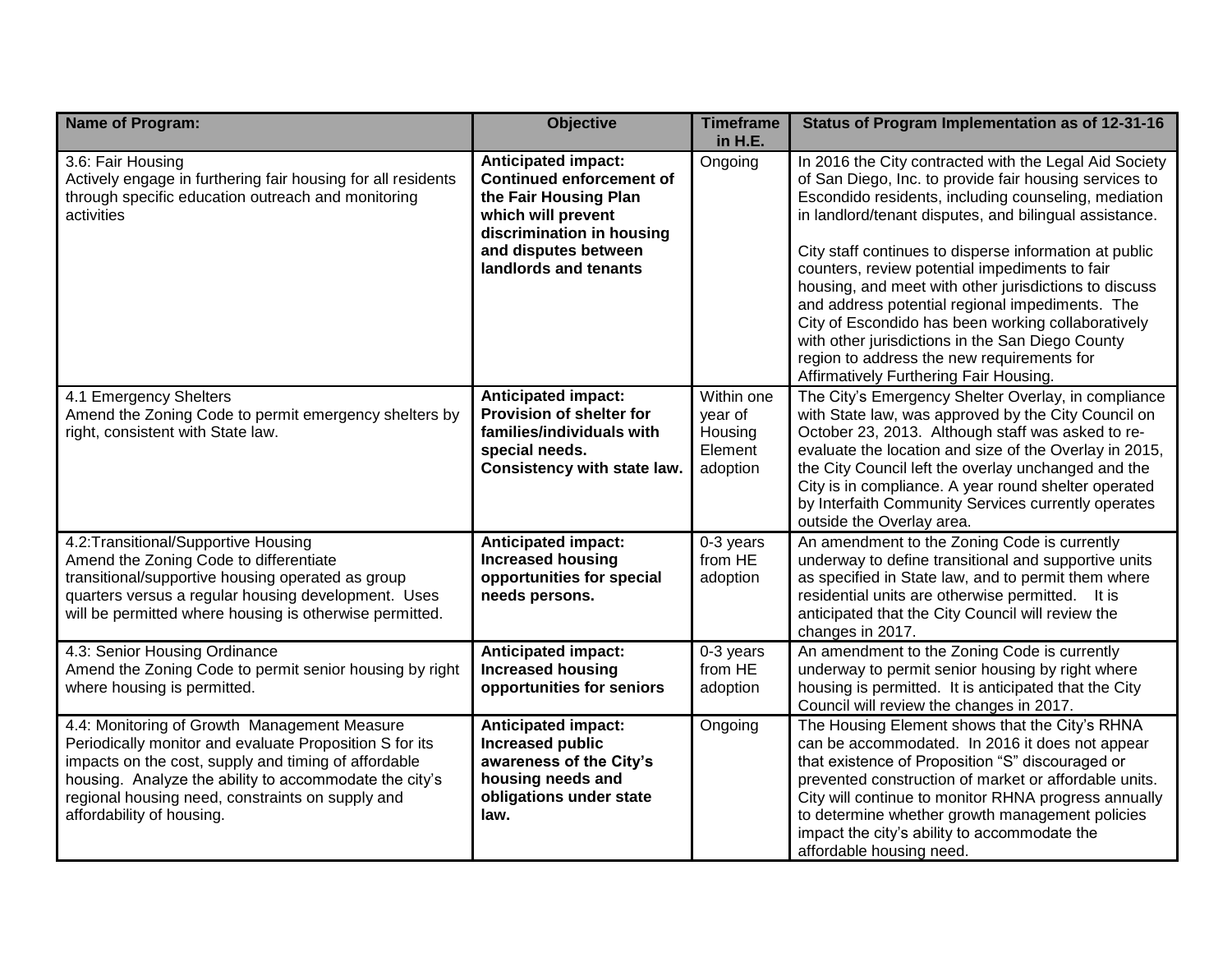| Name of Program: | Objective | Timeframe in H.E. | Status of Program Implementation as of 12-31-16 |
|---|---|---|---|
| 3.6: Fair Housing<br>Actively engage in furthering fair housing for all residents through specific education outreach and monitoring activities | **Anticipated impact: Continued enforcement of the Fair Housing Plan which will prevent discrimination in housing and disputes between landlords and tenants** | Ongoing | In 2016 the City contracted with the Legal Aid Society of San Diego, Inc. to provide fair housing services to Escondido residents, including counseling, mediation in landlord/tenant disputes, and bilingual assistance.<br><br>City staff continues to disperse information at public counters, review potential impediments to fair housing, and meet with other jurisdictions to discuss and address potential regional impediments. The City of Escondido has been working collaboratively with other jurisdictions in the San Diego County region to address the new requirements for Affirmatively Furthering Fair Housing. |
| 4.1 Emergency Shelters<br>Amend the Zoning Code to permit emergency shelters by right, consistent with State law. | **Anticipated impact: Provision of shelter for families/individuals with special needs. Consistency with state law.** | Within one year of Housing Element adoption | The City's Emergency Shelter Overlay, in compliance with State law, was approved by the City Council on October 23, 2013. Although staff was asked to re-evaluate the location and size of the Overlay in 2015, the City Council left the overlay unchanged and the City is in compliance. A year round shelter operated by Interfaith Community Services currently operates outside the Overlay area. |
| 4.2:Transitional/Supportive Housing<br>Amend the Zoning Code to differentiate transitional/supportive housing operated as group quarters versus a regular housing development. Uses will be permitted where housing is otherwise permitted. | **Anticipated impact: Increased housing opportunities for special needs persons.** | 0-3 years from HE adoption | An amendment to the Zoning Code is currently underway to define transitional and supportive units as specified in State law, and to permit them where residential units are otherwise permitted. It is anticipated that the City Council will review the changes in 2017. |
| 4.3: Senior Housing Ordinance<br>Amend the Zoning Code to permit senior housing by right where housing is permitted. | **Anticipated impact: Increased housing opportunities for seniors** | 0-3 years from HE adoption | An amendment to the Zoning Code is currently underway to permit senior housing by right where housing is permitted. It is anticipated that the City Council will review the changes in 2017. |
| 4.4: Monitoring of Growth Management Measure<br>Periodically monitor and evaluate Proposition S for its impacts on the cost, supply and timing of affordable housing. Analyze the ability to accommodate the city's regional housing need, constraints on supply and affordability of housing. | **Anticipated impact: Increased public awareness of the City's housing needs and obligations under state law.** | Ongoing | The Housing Element shows that the City's RHNA can be accommodated. In 2016 it does not appear that existence of Proposition "S" discouraged or prevented construction of market or affordable units. City will continue to monitor RHNA progress annually to determine whether growth management policies impact the city's ability to accommodate the affordable housing need. |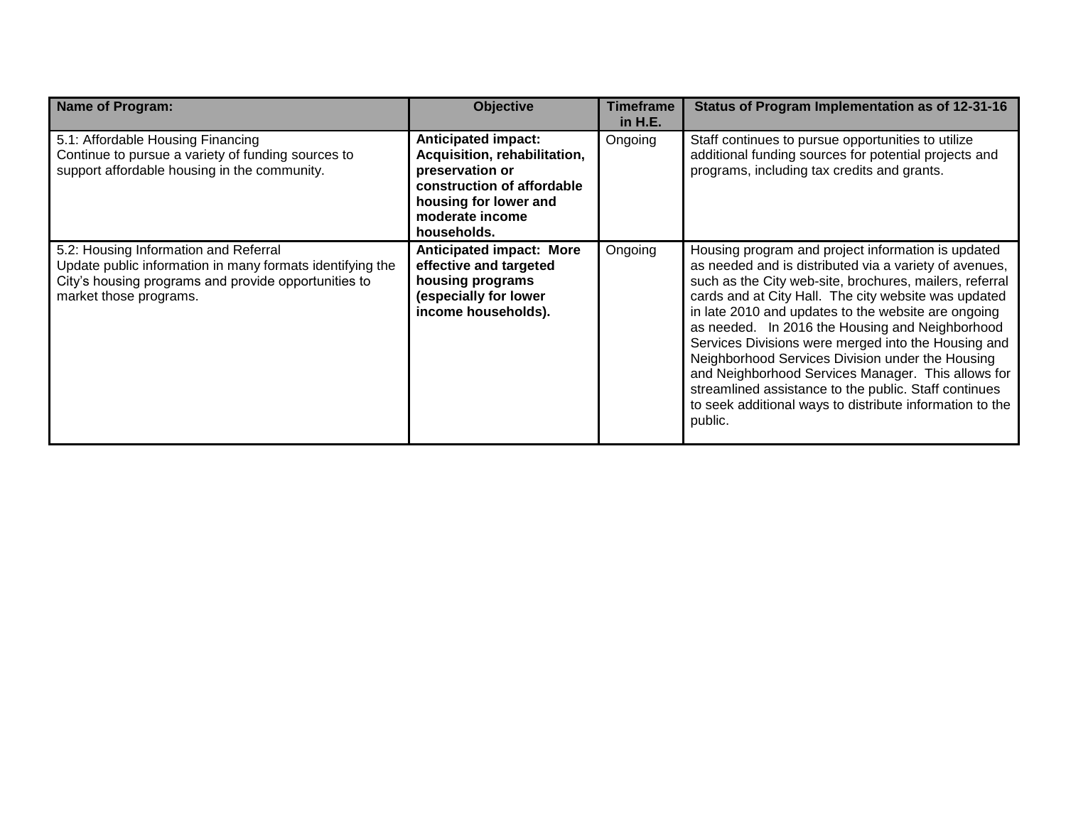| Name of Program: | Objective | Timeframe in H.E. | Status of Program Implementation as of 12-31-16 |
|---|---|---|---|
| 5.1: Affordable Housing Financing<br>Continue to pursue a variety of funding sources to support affordable housing in the community. | **Anticipated impact: Acquisition, rehabilitation, preservation or construction of affordable housing for lower and moderate income households.** | Ongoing | Staff continues to pursue opportunities to utilize additional funding sources for potential projects and programs, including tax credits and grants. |
| 5.2: Housing Information and Referral<br>Update public information in many formats identifying the City's housing programs and provide opportunities to market those programs. | **Anticipated impact: More effective and targeted housing programs (especially for lower income households).** | Ongoing | Housing program and project information is updated as needed and is distributed via a variety of avenues, such as the City web-site, brochures, mailers, referral cards and at City Hall. The city website was updated in late 2010 and updates to the website are ongoing as needed. In 2016 the Housing and Neighborhood Services Divisions were merged into the Housing and Neighborhood Services Division under the Housing and Neighborhood Services Manager. This allows for streamlined assistance to the public. Staff continues to seek additional ways to distribute information to the public. |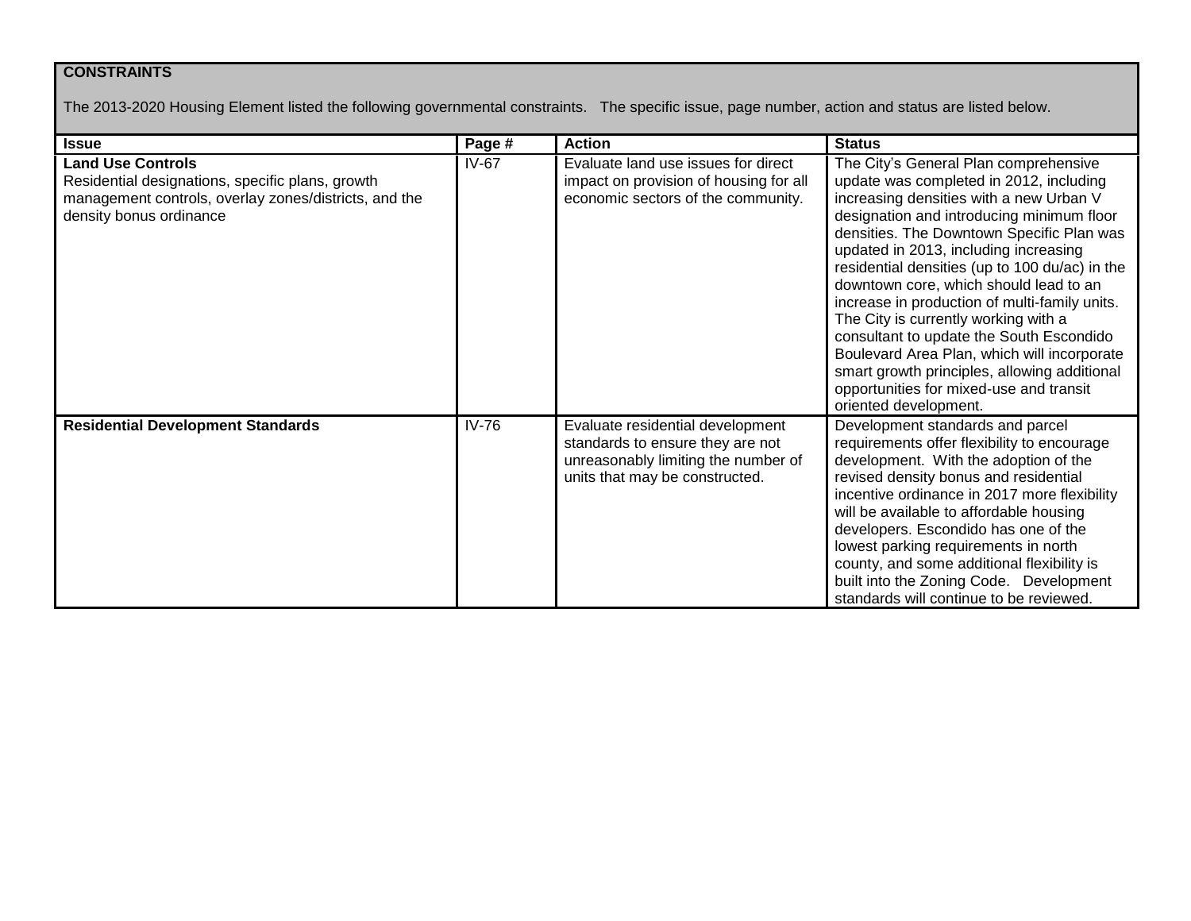**CONSTRAINTS**

The 2013-2020 Housing Element listed the following governmental constraints. The specific issue, page number, action and status are listed below.

| Issue | Page # | Action | Status |
|---|---|---|---|
| **Land Use Controls**<br>Residential designations, specific plans, growth management controls, overlay zones/districts, and the density bonus ordinance | IV-67 | Evaluate land use issues for direct impact on provision of housing for all economic sectors of the community. | The City's General Plan comprehensive update was completed in 2012, including increasing densities with a new Urban V designation and introducing minimum floor densities. The Downtown Specific Plan was updated in 2013, including increasing residential densities (up to 100 du/ac) in the downtown core, which should lead to an increase in production of multi-family units. The City is currently working with a consultant to update the South Escondido Boulevard Area Plan, which will incorporate smart growth principles, allowing additional opportunities for mixed-use and transit oriented development. |
| **Residential Development Standards** | IV-76 | Evaluate residential development standards to ensure they are not unreasonably limiting the number of units that may be constructed. | Development standards and parcel requirements offer flexibility to encourage development. With the adoption of the revised density bonus and residential incentive ordinance in 2017 more flexibility will be available to affordable housing developers. Escondido has one of the lowest parking requirements in north county, and some additional flexibility is built into the Zoning Code. Development standards will continue to be reviewed. |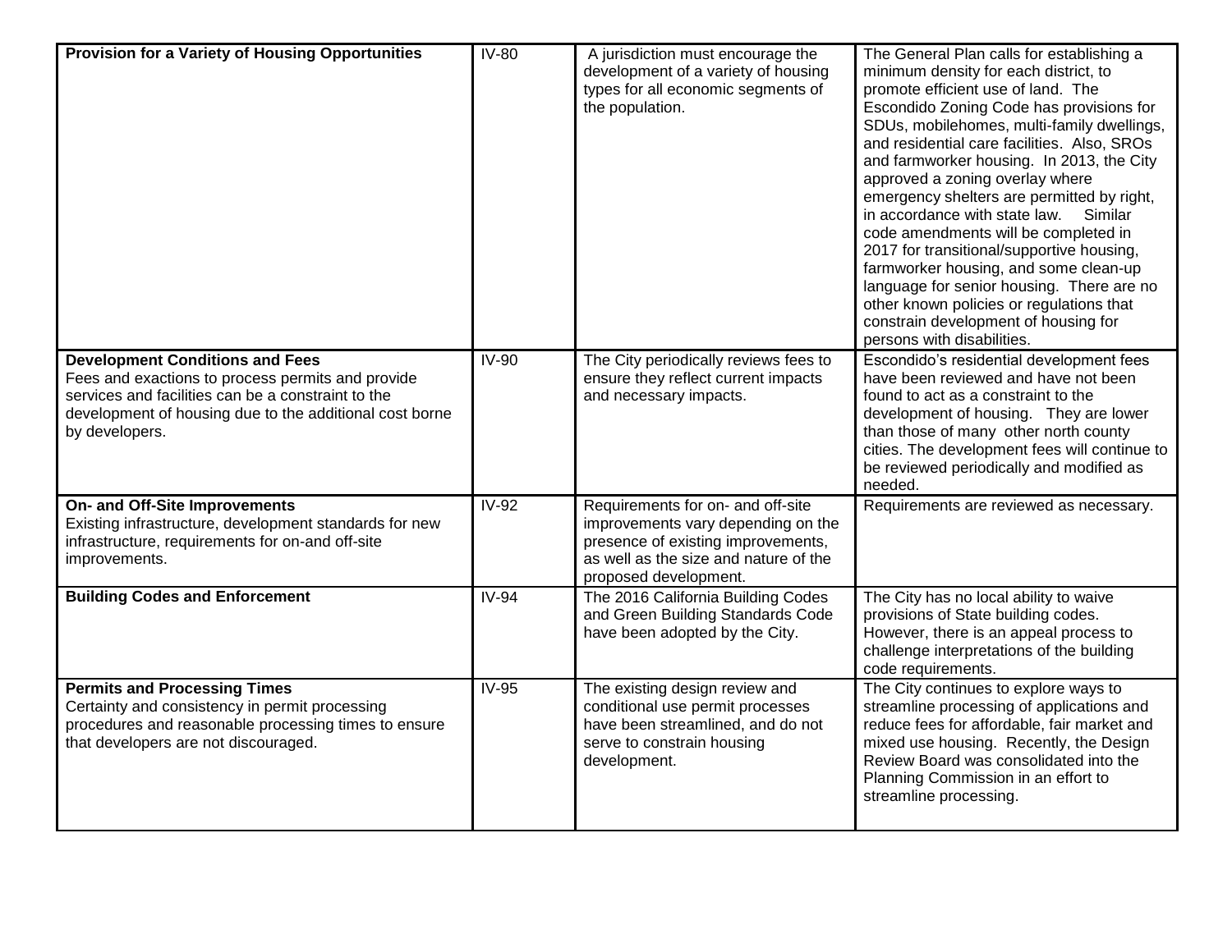| | | | |
|---|---|---|---|
| **Provision for a Variety of Housing Opportunities** | IV-80 | A jurisdiction must encourage the development of a variety of housing types for all economic segments of the population. | The General Plan calls for establishing a minimum density for each district, to promote efficient use of land. The Escondido Zoning Code has provisions for SDUs, mobilehomes, multi-family dwellings, and residential care facilities. Also, SROs and farmworker housing. In 2013, the City approved a zoning overlay where emergency shelters are permitted by right, in accordance with state law. Similar code amendments will be completed in 2017 for transitional/supportive housing, farmworker housing, and some clean-up language for senior housing. There are no other known policies or regulations that constrain development of housing for persons with disabilities. |
| **Development Conditions and Fees** Fees and exactions to process permits and provide services and facilities can be a constraint to the development of housing due to the additional cost borne by developers. | IV-90 | The City periodically reviews fees to ensure they reflect current impacts and necessary impacts. | Escondido's residential development fees have been reviewed and have not been found to act as a constraint to the development of housing. They are lower than those of many other north county cities. The development fees will continue to be reviewed periodically and modified as needed. |
| **On- and Off-Site Improvements** Existing infrastructure, development standards for new infrastructure, requirements for on-and off-site improvements. | IV-92 | Requirements for on- and off-site improvements vary depending on the presence of existing improvements, as well as the size and nature of the proposed development. | Requirements are reviewed as necessary. |
| **Building Codes and Enforcement** | IV-94 | The 2016 California Building Codes and Green Building Standards Code have been adopted by the City. | The City has no local ability to waive provisions of State building codes. However, there is an appeal process to challenge interpretations of the building code requirements. |
| **Permits and Processing Times** Certainty and consistency in permit processing procedures and reasonable processing times to ensure that developers are not discouraged. | IV-95 | The existing design review and conditional use permit processes have been streamlined, and do not serve to constrain housing development. | The City continues to explore ways to streamline processing of applications and reduce fees for affordable, fair market and mixed use housing. Recently, the Design Review Board was consolidated into the Planning Commission in an effort to streamline processing. |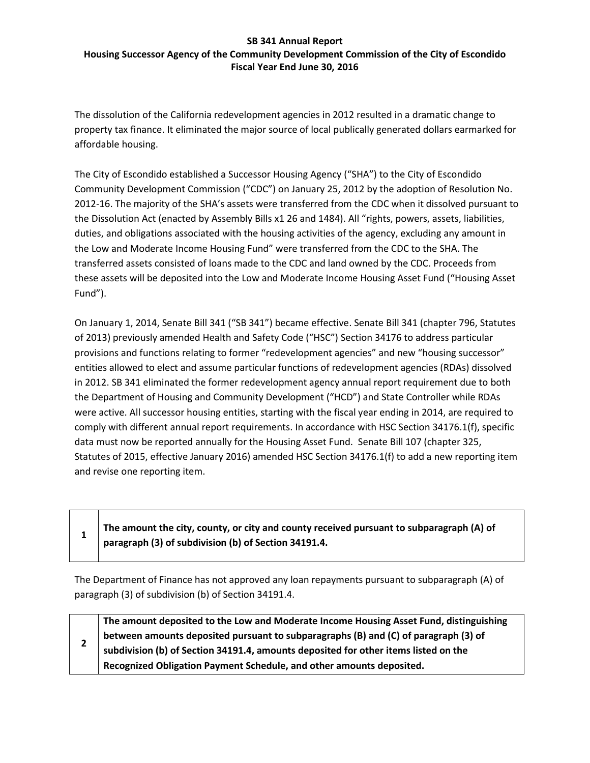**SB 341 Annual Report**
**Housing Successor Agency of the Community Development Commission of the City of Escondido**
**Fiscal Year End June 30, 2016**

The dissolution of the California redevelopment agencies in 2012 resulted in a dramatic change to property tax finance. It eliminated the major source of local publically generated dollars earmarked for affordable housing.

The City of Escondido established a Successor Housing Agency ("SHA") to the City of Escondido Community Development Commission ("CDC") on January 25, 2012 by the adoption of Resolution No. 2012-16. The majority of the SHA's assets were transferred from the CDC when it dissolved pursuant to the Dissolution Act (enacted by Assembly Bills x1 26 and 1484). All "rights, powers, assets, liabilities, duties, and obligations associated with the housing activities of the agency, excluding any amount in the Low and Moderate Income Housing Fund" were transferred from the CDC to the SHA. The transferred assets consisted of loans made to the CDC and land owned by the CDC. Proceeds from these assets will be deposited into the Low and Moderate Income Housing Asset Fund ("Housing Asset Fund").

On January 1, 2014, Senate Bill 341 ("SB 341") became effective. Senate Bill 341 (chapter 796, Statutes of 2013) previously amended Health and Safety Code ("HSC") Section 34176 to address particular provisions and functions relating to former "redevelopment agencies" and new "housing successor" entities allowed to elect and assume particular functions of redevelopment agencies (RDAs) dissolved in 2012. SB 341 eliminated the former redevelopment agency annual report requirement due to both the Department of Housing and Community Development ("HCD") and State Controller while RDAs were active. All successor housing entities, starting with the fiscal year ending in 2014, are required to comply with different annual report requirements. In accordance with HSC Section 34176.1(f), specific data must now be reported annually for the Housing Asset Fund. Senate Bill 107 (chapter 325, Statutes of 2015, effective January 2016) amended HSC Section 34176.1(f) to add a new reporting item and revise one reporting item.

| 1 | **The amount the city, county, or city and county received pursuant to subparagraph (A) of paragraph (3) of subdivision (b) of Section 34191.4.** |
|---|---|

The Department of Finance has not approved any loan repayments pursuant to subparagraph (A) of paragraph (3) of subdivision (b) of Section 34191.4.

| 2 | **The amount deposited to the Low and Moderate Income Housing Asset Fund, distinguishing between amounts deposited pursuant to subparagraphs (B) and (C) of paragraph (3) of subdivision (b) of Section 34191.4, amounts deposited for other items listed on the Recognized Obligation Payment Schedule, and other amounts deposited.** |
|---|---|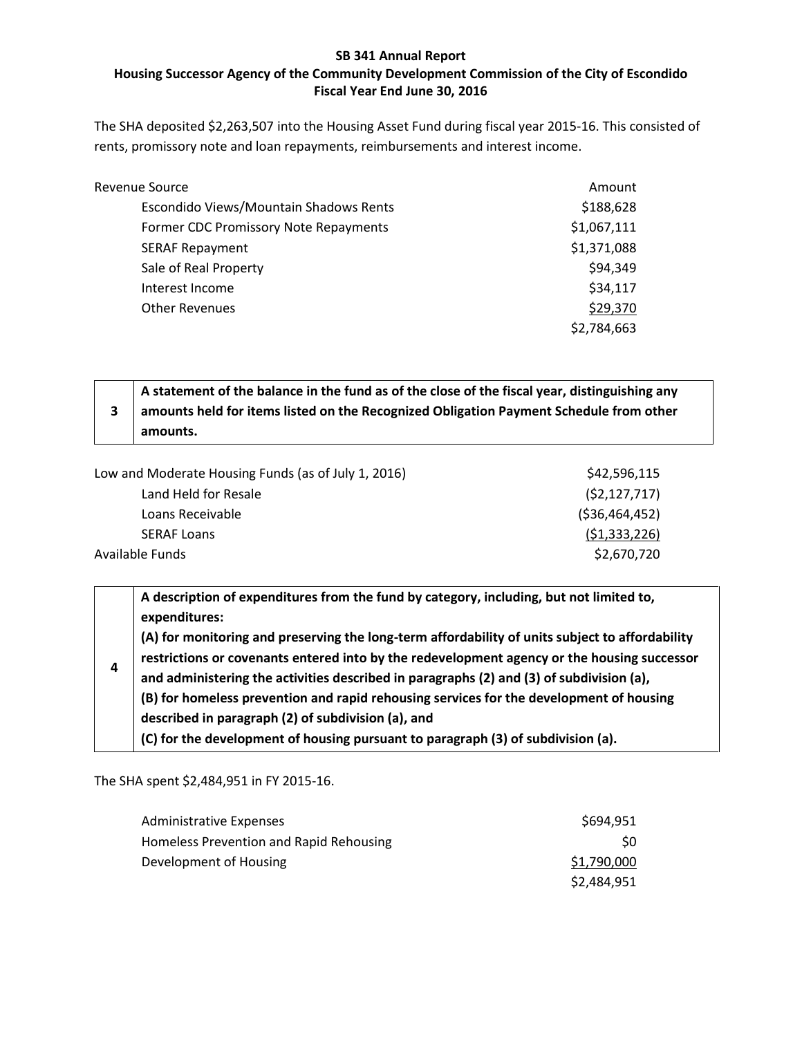**SB 341 Annual Report**

**Housing Successor Agency of the Community Development Commission of the City of Escondido**

**Fiscal Year End June 30, 2016**

The SHA deposited $2,263,507 into the Housing Asset Fund during fiscal year 2015-16. This consisted of rents, promissory note and loan repayments, reimbursements and interest income.

| Revenue Source | Amount |
|---|---|
| Escondido Views/Mountain Shadows Rents | $188,628 |
| Former CDC Promissory Note Repayments | $1,067,111 |
| SERAF Repayment | $1,371,088 |
| Sale of Real Property | $94,349 |
| Interest Income | $34,117 |
| Other Revenues | $29,370 |
| | $2,784,663 |

| 3 | **A statement of the balance in the fund as of the close of the fiscal year, distinguishing any amounts held for items listed on the Recognized Obligation Payment Schedule from other amounts.** |
|---|---|

| | |
|---|---|
| Low and Moderate Housing Funds (as of July 1, 2016) | $42,596,115 |
| Land Held for Resale | ($2,127,717) |
| Loans Receivable | ($36,464,452) |
| SERAF Loans | ($1,333,226) |
| Available Funds | $2,670,720 |

| 4 | **A description of expenditures from the fund by category, including, but not limited to, expenditures:**<br>**(A) for monitoring and preserving the long-term affordability of units subject to affordability restrictions or covenants entered into by the redevelopment agency or the housing successor and administering the activities described in paragraphs (2) and (3) of subdivision (a),**<br>**(B) for homeless prevention and rapid rehousing services for the development of housing described in paragraph (2) of subdivision (a), and**<br>**(C) for the development of housing pursuant to paragraph (3) of subdivision (a).** |
|---|---|

The SHA spent $2,484,951 in FY 2015-16.

| | |
|---|---|
| Administrative Expenses | $694,951 |
| Homeless Prevention and Rapid Rehousing | $0 |
| Development of Housing | $1,790,000 |
| | $2,484,951 |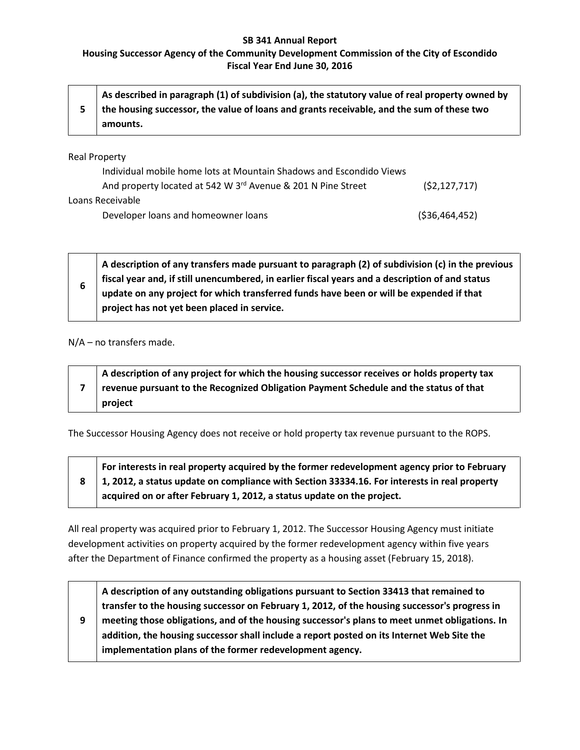**SB 341 Annual Report**
**Housing Successor Agency of the Community Development Commission of the City of Escondido**
**Fiscal Year End June 30, 2016**

| 5 | **As described in paragraph (1) of subdivision (a), the statutory value of real property owned by the housing successor, the value of loans and grants receivable, and the sum of these two amounts.** |
|---|---|

Real Property

Individual mobile home lots at Mountain Shadows and Escondido Views
And property located at 542 W 3rd Avenue & 201 N Pine Street ($2,127,717)

Loans Receivable

Developer loans and homeowner loans ($36,464,452)

| 6 | **A description of any transfers made pursuant to paragraph (2) of subdivision (c) in the previous fiscal year and, if still unencumbered, in earlier fiscal years and a description of and status update on any project for which transferred funds have been or will be expended if that project has not yet been placed in service.** |
|---|---|

N/A – no transfers made.

| 7 | **A description of any project for which the housing successor receives or holds property tax revenue pursuant to the Recognized Obligation Payment Schedule and the status of that project** |
|---|---|

The Successor Housing Agency does not receive or hold property tax revenue pursuant to the ROPS.

| 8 | **For interests in real property acquired by the former redevelopment agency prior to February 1, 2012, a status update on compliance with Section 33334.16. For interests in real property acquired on or after February 1, 2012, a status update on the project.** |
|---|---|

All real property was acquired prior to February 1, 2012. The Successor Housing Agency must initiate development activities on property acquired by the former redevelopment agency within five years after the Department of Finance confirmed the property as a housing asset (February 15, 2018).

| 9 | **A description of any outstanding obligations pursuant to Section 33413 that remained to transfer to the housing successor on February 1, 2012, of the housing successor's progress in meeting those obligations, and of the housing successor's plans to meet unmet obligations. In addition, the housing successor shall include a report posted on its Internet Web Site the implementation plans of the former redevelopment agency.** |
|---|---|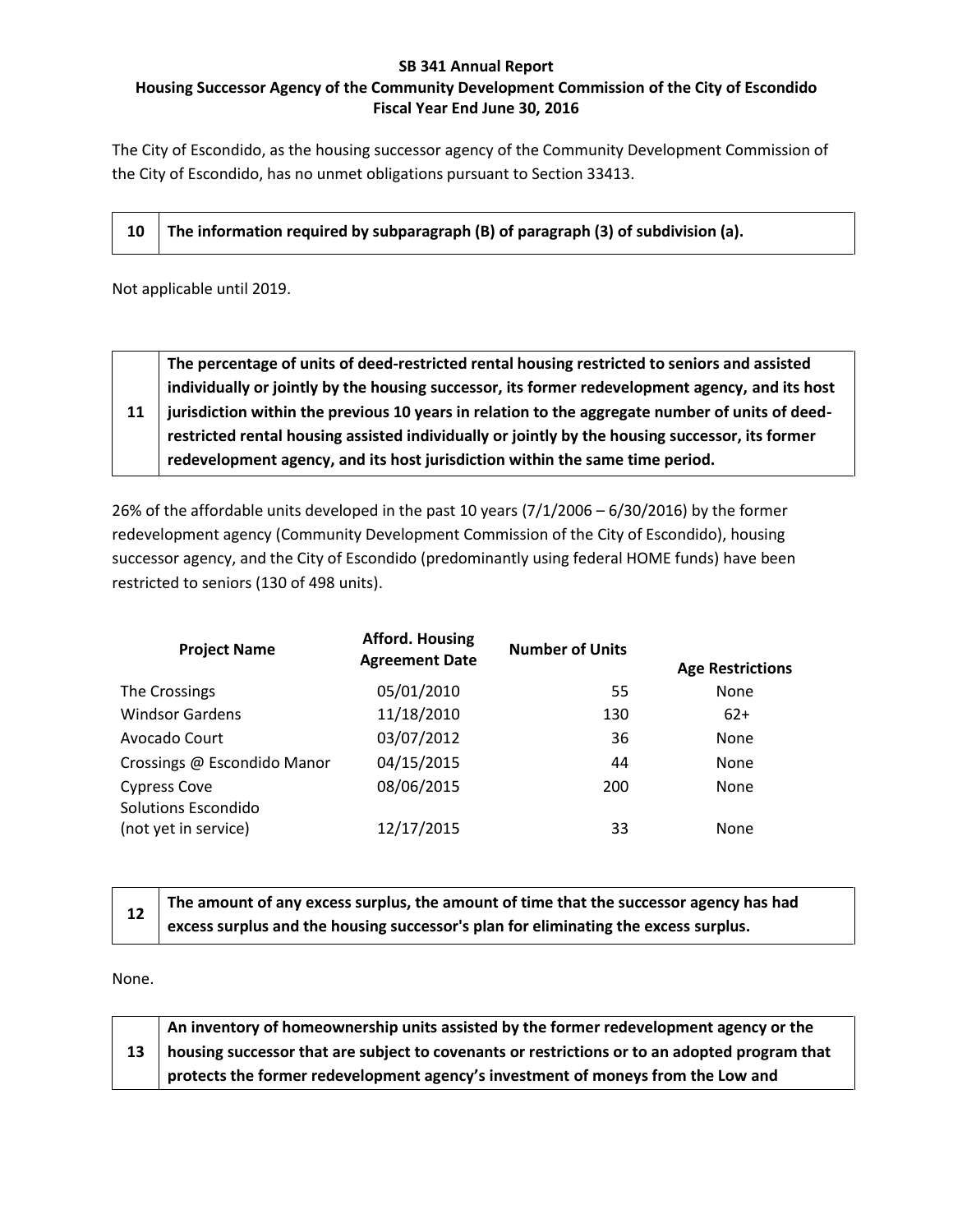**SB 341 Annual Report**
**Housing Successor Agency of the Community Development Commission of the City of Escondido**
**Fiscal Year End June 30, 2016**

The City of Escondido, as the housing successor agency of the Community Development Commission of the City of Escondido, has no unmet obligations pursuant to Section 33413.

| 10 | **The information required by subparagraph (B) of paragraph (3) of subdivision (a).** |
|---|---|

Not applicable until 2019.

| 11 | **The percentage of units of deed-restricted rental housing restricted to seniors and assisted individually or jointly by the housing successor, its former redevelopment agency, and its host jurisdiction within the previous 10 years in relation to the aggregate number of units of deed-restricted rental housing assisted individually or jointly by the housing successor, its former redevelopment agency, and its host jurisdiction within the same time period.** |
|---|---|

26% of the affordable units developed in the past 10 years (7/1/2006 – 6/30/2016) by the former redevelopment agency (Community Development Commission of the City of Escondido), housing successor agency, and the City of Escondido (predominantly using federal HOME funds) have been restricted to seniors (130 of 498 units).

| Project Name | Afford. Housing Agreement Date | Number of Units | Age Restrictions |
|---|---|---|---|
| The Crossings | 05/01/2010 | 55 | None |
| Windsor Gardens | 11/18/2010 | 130 | 62+ |
| Avocado Court | 03/07/2012 | 36 | None |
| Crossings @ Escondido Manor | 04/15/2015 | 44 | None |
| Cypress Cove | 08/06/2015 | 200 | None |
| Solutions Escondido (not yet in service) | 12/17/2015 | 33 | None |

| 12 | **The amount of any excess surplus, the amount of time that the successor agency has had excess surplus and the housing successor's plan for eliminating the excess surplus.** |
|---|---|

None.

| 13 | **An inventory of homeownership units assisted by the former redevelopment agency or the housing successor that are subject to covenants or restrictions or to an adopted program that protects the former redevelopment agency's investment of moneys from the Low and** |
|---|---|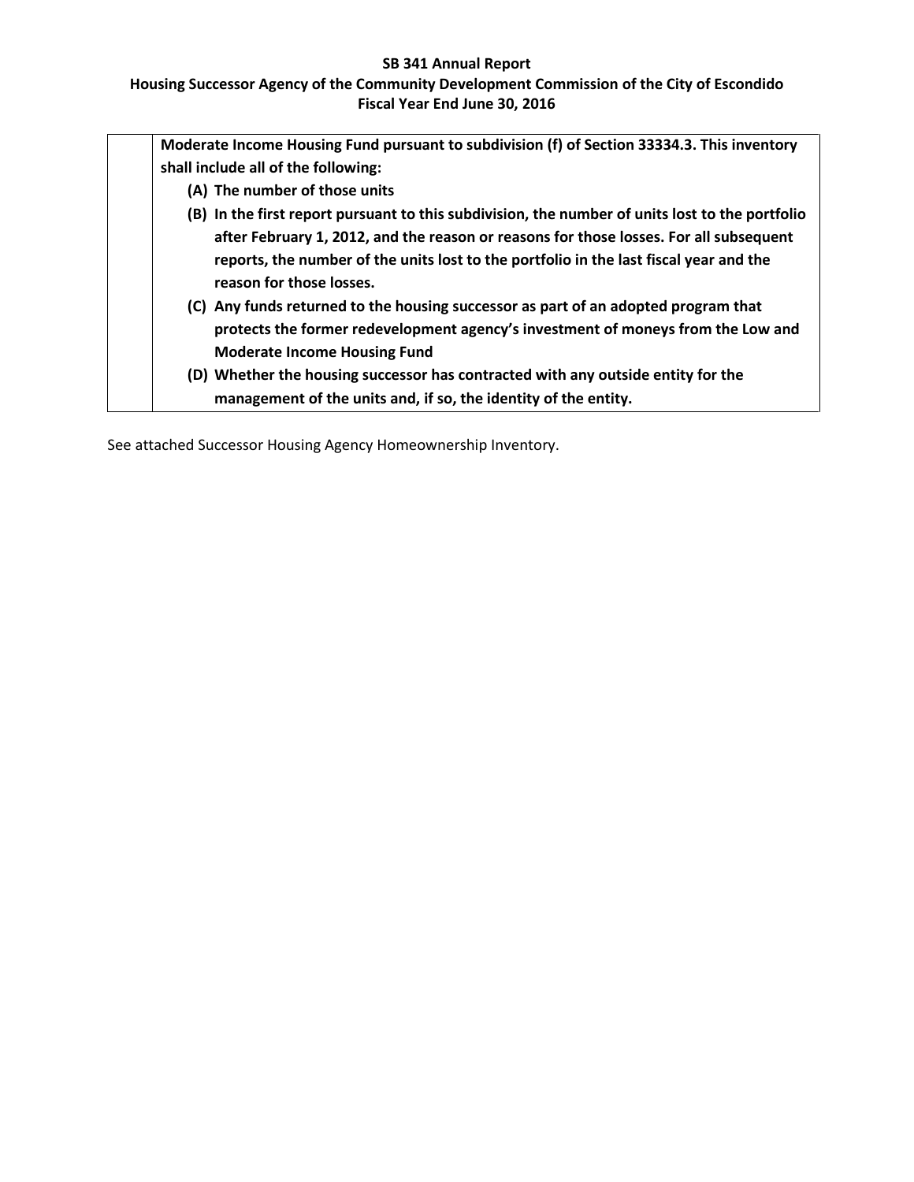| | **Moderate Income Housing Fund pursuant to subdivision (f) of Section 33334.3. This inventory shall include all of the following:**<br>**(A) The number of those units**<br>**(B) In the first report pursuant to this subdivision, the number of units lost to the portfolio after February 1, 2012, and the reason or reasons for those losses. For all subsequent reports, the number of the units lost to the portfolio in the last fiscal year and the reason for those losses.**<br>**(C) Any funds returned to the housing successor as part of an adopted program that protects the former redevelopment agency's investment of moneys from the Low and Moderate Income Housing Fund**<br>**(D) Whether the housing successor has contracted with any outside entity for the management of the units and, if so, the identity of the entity.** |
|---|---|

See attached Successor Housing Agency Homeownership Inventory.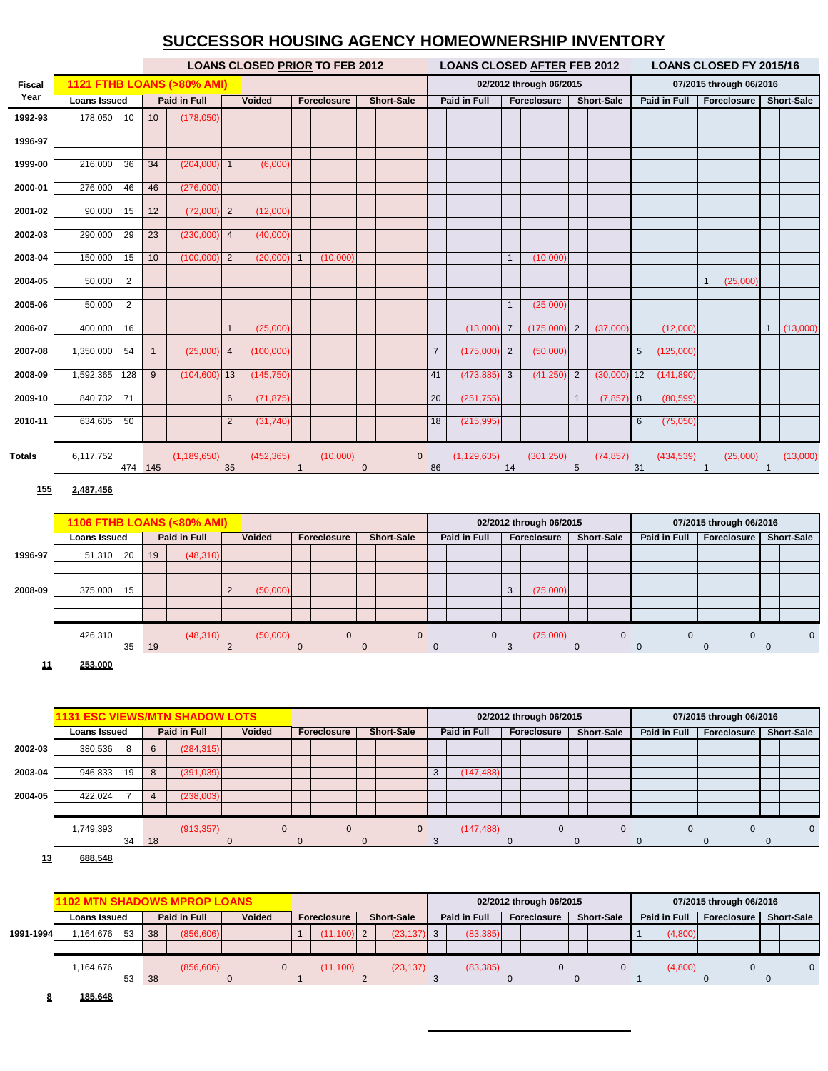# SUCCESSOR HOUSING AGENCY HOMEOWNERSHIP INVENTORY

| Fiscal Year | 1121 FTHB LOANS (>80% AMI) Loans Issued | | LOANS CLOSED PRIOR TO FEB 2012 Paid in Full | | Voided | | Foreclosure | | Short-Sale | | LOANS CLOSED AFTER FEB 2012 02/2012 through 06/2015 Paid in Full | | Foreclosure | | Short-Sale | | LOANS CLOSED FY 2015/16 07/2015 through 06/2016 Paid in Full | | Foreclosure | | Short-Sale | |
|---|---|---|---|---|---|---|---|---|---|---|---|---|---|---|---|---|---|---|---|---|---|---|
| 1992-93 | 178,050 | 10 | 10 | (178,050) | | | | | | | | | | | | | | | | | | |
| 1996-97 | | | | | | | | | | | | | | | | | | | | | | |
| 1999-00 | 216,000 | 36 | 34 | (204,000) | 1 | (6,000) | | | | | | | | | | | | | | | | |
| 2000-01 | 276,000 | 46 | 46 | (276,000) | | | | | | | | | | | | | | | | | | |
| 2001-02 | 90,000 | 15 | 12 | (72,000) | 2 | (12,000) | | | | | | | | | | | | | | | | |
| 2002-03 | 290,000 | 29 | 23 | (230,000) | 4 | (40,000) | | | | | | | | | | | | | | | | |
| 2003-04 | 150,000 | 15 | 10 | (100,000) | 2 | (20,000) | 1 | (10,000) | | | | | 1 | (10,000) | | | | | | | | |
| 2004-05 | 50,000 | 2 | | | | | | | | | | | | | | | | | 1 | (25,000) | | |
| 2005-06 | 50,000 | 2 | | | | | | | | | | | 1 | (25,000) | | | | | | | | |
| 2006-07 | 400,000 | 16 | | | 1 | (25,000) | | | | | | (13,000) | 7 | (175,000) | 2 | (37,000) | | (12,000) | | | 1 | (13,000) |
| 2007-08 | 1,350,000 | 54 | 1 | (25,000) | 4 | (100,000) | | | | | 7 | (175,000) | 2 | (50,000) | | | 5 | (125,000) | | | | |
| 2008-09 | 1,592,365 | 128 | 9 | (104,600) | 13 | (145,750) | | | | | 41 | (473,885) | 3 | (41,250) | 2 | (30,000) | 12 | (141,890) | | | | |
| 2009-10 | 840,732 | 71 | | | 6 | (71,875) | | | | | 20 | (251,755) | | | 1 | (7,857) | 8 | (80,599) | | | | |
| 2010-11 | 634,605 | 50 | | | 2 | (31,740) | | | | | 18 | (215,995) | | | | | 6 | (75,050) | | | | |
| Totals | 6,117,752 | 474 | 145 | (1,189,650) | 35 | (452,365) | 1 | (10,000) | 0 | 0 | 86 | (1,129,635) | 14 | (301,250) | 5 | (74,857) | 31 | (434,539) | 1 | (25,000) | 1 | (13,000) |

**155** **2,487,456**

| | 1106 FTHB LOANS (<80% AMI) Loans Issued | | Paid in Full | | Voided | | Foreclosure | | Short-Sale | | 02/2012 through 06/2015 Paid in Full | | Foreclosure | | Short-Sale | | 07/2015 through 06/2016 Paid in Full | | Foreclosure | | Short-Sale | |
|---|---|---|---|---|---|---|---|---|---|---|---|---|---|---|---|---|---|---|---|---|---|---|
| 1996-97 | 51,310 | 20 | 19 | (48,310) | | | | | | | | | | | | | | | | | | |
| 2008-09 | 375,000 | 15 | | | 2 | (50,000) | | | | | | | 3 | (75,000) | | | | | | | | |
| | 426,310 | 35 | 19 | (48,310) | 2 | (50,000) | 0 | 0 | 0 | 0 | 0 | 0 | 3 | (75,000) | 0 | 0 | 0 | 0 | 0 | 0 | 0 | 0 |

**11** **253,000**

| | 1131 ESC VIEWS/MTN SHADOW LOTS Loans Issued | | Paid in Full | | Voided | | Foreclosure | | Short-Sale | | 02/2012 through 06/2015 Paid in Full | | Foreclosure | | Short-Sale | | 07/2015 through 06/2016 Paid in Full | | Foreclosure | | Short-Sale | |
|---|---|---|---|---|---|---|---|---|---|---|---|---|---|---|---|---|---|---|---|---|---|---|
| 2002-03 | 380,536 | 8 | 6 | (284,315) | | | | | | | | | | | | | | | | | | |
| 2003-04 | 946,833 | 19 | 8 | (391,039) | | | | | | | 3 | (147,488) | | | | | | | | | | |
| 2004-05 | 422,024 | 7 | 4 | (238,003) | | | | | | | | | | | | | | | | | | |
| | 1,749,393 | 34 | 18 | (913,357) | 0 | 0 | 0 | 0 | 0 | 0 | 3 | (147,488) | 0 | 0 | 0 | 0 | 0 | 0 | 0 | 0 | 0 | 0 |

**13** **688,548**

| | 1102 MTN SHADOWS MPROP LOANS Loans Issued | | Paid in Full | | Voided | | Foreclosure | | Short-Sale | | 02/2012 through 06/2015 Paid in Full | | Foreclosure | | Short-Sale | | 07/2015 through 06/2016 Paid in Full | | Foreclosure | | Short-Sale | |
|---|---|---|---|---|---|---|---|---|---|---|---|---|---|---|---|---|---|---|---|---|---|---|
| 1991-1994 | 1,164,676 | 53 | 38 | (856,606) | | | 1 | (11,100) | 2 | (23,137) | 3 | (83,385) | | | | | 1 | (4,800) | | | | |
| | 1,164,676 | 53 | 38 | (856,606) | 0 | 0 | 1 | (11,100) | 2 | (23,137) | 3 | (83,385) | 0 | 0 | 0 | 0 | 1 | (4,800) | 0 | 0 | 0 | 0 |

**8** **185,648**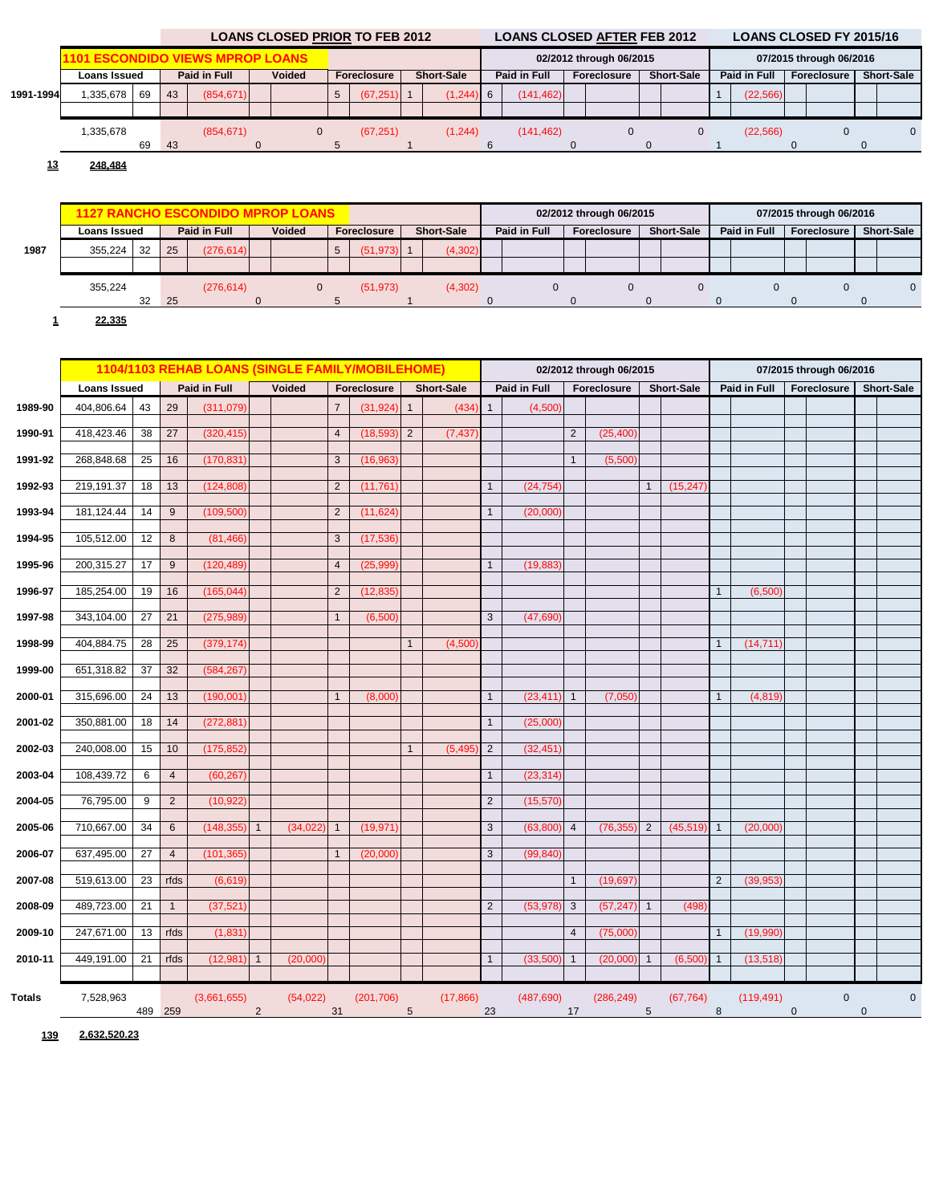## 1101 ESCONDIDO VIEWS MPROP LOANS

| | Loans Issued | | LOANS CLOSED PRIOR TO FEB 2012 | | | | | | | | LOANS CLOSED AFTER FEB 2012 (02/2012 through 06/2015) | | | | | | LOANS CLOSED FY 2015/16 (07/2015 through 06/2016) | | | | | |
|---|---|---|---|---|---|---|---|---|---|---|---|---|---|---|---|---|---|---|---|---|---|---|
| | | | Paid in Full | | Voided | | Foreclosure | | Short-Sale | | Paid in Full | | Foreclosure | | Short-Sale | | Paid in Full | | Foreclosure | | Short-Sale | |
| 1991-1994 | 1,335,678 | 69 | 43 | (854,671) | | | 5 | (67,251) | 1 | (1,244) | 6 | (141,462) | | | | | 1 | (22,566) | | | | |
| | 1,335,678 | 69 | 43 | (854,671) | 0 | 0 | 5 | (67,251) | 1 | (1,244) | 6 | (141,462) | 0 | 0 | 0 | 0 | 1 | (22,566) | 0 | 0 | 0 | 0 |

13 248,484

## 1127 RANCHO ESCONDIDO MPROP LOANS

| | Loans Issued | | LOANS CLOSED PRIOR TO FEB 2012 | | | | | | | | LOANS CLOSED AFTER FEB 2012 (02/2012 through 06/2015) | | | | | | LOANS CLOSED FY 2015/16 (07/2015 through 06/2016) | | | | | |
|---|---|---|---|---|---|---|---|---|---|---|---|---|---|---|---|---|---|---|---|---|---|---|
| | | | Paid in Full | | Voided | | Foreclosure | | Short-Sale | | Paid in Full | | Foreclosure | | Short-Sale | | Paid in Full | | Foreclosure | | Short-Sale | |
| 1987 | 355,224 | 32 | 25 | (276,614) | | | 5 | (51,973) | 1 | (4,302) | | | | | | | | | | | | |
| | 355,224 | 32 | 25 | (276,614) | 0 | 0 | 5 | (51,973) | 1 | (4,302) | 0 | 0 | 0 | 0 | 0 | 0 | 0 | 0 | 0 | 0 | 0 | 0 |

1 22,335

## 1104/1103 REHAB LOANS (SINGLE FAMILY/MOBILEHOME)

| | Loans Issued | | LOANS CLOSED PRIOR TO FEB 2012 | | | | | | | | LOANS CLOSED AFTER FEB 2012 (02/2012 through 06/2015) | | | | | | LOANS CLOSED FY 2015/16 (07/2015 through 06/2016) | | | | | |
|---|---|---|---|---|---|---|---|---|---|---|---|---|---|---|---|---|---|---|---|---|---|---|
| | | | Paid in Full | | Voided | | Foreclosure | | Short-Sale | | Paid in Full | | Foreclosure | | Short-Sale | | Paid in Full | | Foreclosure | | Short-Sale | |
| 1989-90 | 404,806.64 | 43 | 29 | (311,079) | | | 7 | (31,924) | 1 | (434) | 1 | (4,500) | | | | | | | | | | |
| 1990-91 | 418,423.46 | 38 | 27 | (320,415) | | | 4 | (18,593) | 2 | (7,437) | | | 2 | (25,400) | | | | | | | | |
| 1991-92 | 268,848.68 | 25 | 16 | (170,831) | | | 3 | (16,963) | | | | | 1 | (5,500) | | | | | | | | |
| 1992-93 | 219,191.37 | 18 | 13 | (124,808) | | | 2 | (11,761) | | | 1 | (24,754) | | | 1 | (15,247) | | | | | | |
| 1993-94 | 181,124.44 | 14 | 9 | (109,500) | | | 2 | (11,624) | | | 1 | (20,000) | | | | | | | | | | |
| 1994-95 | 105,512.00 | 12 | 8 | (81,466) | | | 3 | (17,536) | | | | | | | | | | | | | | |
| 1995-96 | 200,315.27 | 17 | 9 | (120,489) | | | 4 | (25,999) | | | 1 | (19,883) | | | | | | | | | | |
| 1996-97 | 185,254.00 | 19 | 16 | (165,044) | | | 2 | (12,835) | | | | | | | | | 1 | (6,500) | | | | |
| 1997-98 | 343,104.00 | 27 | 21 | (275,989) | | | 1 | (6,500) | | | 3 | (47,690) | | | | | | | | | | |
| 1998-99 | 404,884.75 | 28 | 25 | (379,174) | | | | | 1 | (4,500) | | | | | | | 1 | (14,711) | | | | |
| 1999-00 | 651,318.82 | 37 | 32 | (584,267) | | | | | | | | | | | | | | | | | | |
| 2000-01 | 315,696.00 | 24 | 13 | (190,001) | | | 1 | (8,000) | | | 1 | (23,411) | 1 | (7,050) | | | 1 | (4,819) | | | | |
| 2001-02 | 350,881.00 | 18 | 14 | (272,881) | | | | | | | 1 | (25,000) | | | | | | | | | | |
| 2002-03 | 240,008.00 | 15 | 10 | (175,852) | | | | | 1 | (5,495) | 2 | (32,451) | | | | | | | | | | |
| 2003-04 | 108,439.72 | 6 | 4 | (60,267) | | | | | | | 1 | (23,314) | | | | | | | | | | |
| 2004-05 | 76,795.00 | 9 | 2 | (10,922) | | | | | | | 2 | (15,570) | | | | | | | | | | |
| 2005-06 | 710,667.00 | 34 | 6 | (148,355) | 1 | (34,022) | 1 | (19,971) | | | 3 | (63,800) | 4 | (76,355) | 2 | (45,519) | 1 | (20,000) | | | | |
| 2006-07 | 637,495.00 | 27 | 4 | (101,365) | | | 1 | (20,000) | | | 3 | (99,840) | | | | | | | | | | |
| 2007-08 | 519,613.00 | 23 | rfds | (6,619) | | | | | | | | | 1 | (19,697) | | | 2 | (39,953) | | | | |
| 2008-09 | 489,723.00 | 21 | 1 | (37,521) | | | | | | | 2 | (53,978) | 3 | (57,247) | 1 | (498) | | | | | | |
| 2009-10 | 247,671.00 | 13 | rfds | (1,831) | | | | | | | | | 4 | (75,000) | | | 1 | (19,990) | | | | |
| 2010-11 | 449,191.00 | 21 | rfds | (12,981) | 1 | (20,000) | | | | | 1 | (33,500) | 1 | (20,000) | 1 | (6,500) | 1 | (13,518) | | | | |
| Totals | 7,528,963 | 489 | 259 | (3,661,655) | 2 | (54,022) | 31 | (201,706) | 5 | (17,866) | 23 | (487,690) | 17 | (286,249) | 5 | (67,764) | 8 | (119,491) | 0 | 0 | 0 | 0 |

139 2,632,520.23